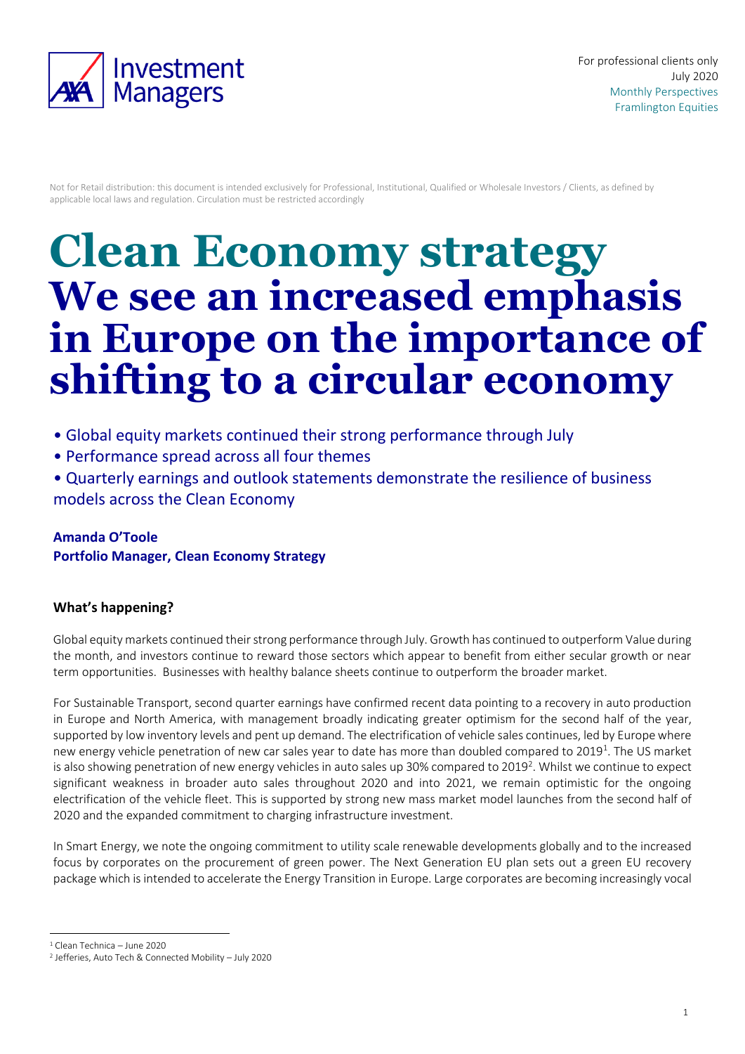For professional clients only
July 2020
Monthly Perspectives
Framlington Equities

Not for Retail distribution: this document is intended exclusively for Professional, Institutional, Qualified or Wholesale Investors / Clients, as defined by applicable local laws and regulation. Circulation must be restricted accordingly

# Clean Economy strategy
# We see an increased emphasis in Europe on the importance of shifting to a circular economy

- Global equity markets continued their strong performance through July
- Performance spread across all four themes
- Quarterly earnings and outlook statements demonstrate the resilience of business models across the Clean Economy

**Amanda O'Toole**
**Portfolio Manager, Clean Economy Strategy**

## What's happening?

Global equity markets continued their strong performance through July. Growth has continued to outperform Value during the month, and investors continue to reward those sectors which appear to benefit from either secular growth or near term opportunities. Businesses with healthy balance sheets continue to outperform the broader market.

For Sustainable Transport, second quarter earnings have confirmed recent data pointing to a recovery in auto production in Europe and North America, with management broadly indicating greater optimism for the second half of the year, supported by low inventory levels and pent up demand. The electrification of vehicle sales continues, led by Europe where new energy vehicle penetration of new car sales year to date has more than doubled compared to 2019[1]. The US market is also showing penetration of new energy vehicles in auto sales up 30% compared to 2019[2]. Whilst we continue to expect significant weakness in broader auto sales throughout 2020 and into 2021, we remain optimistic for the ongoing electrification of the vehicle fleet. This is supported by strong new mass market model launches from the second half of 2020 and the expanded commitment to charging infrastructure investment.

In Smart Energy, we note the ongoing commitment to utility scale renewable developments globally and to the increased focus by corporates on the procurement of green power. The Next Generation EU plan sets out a green EU recovery package which is intended to accelerate the Energy Transition in Europe. Large corporates are becoming increasingly vocal

[1] Clean Technica – June 2020
[2] Jefferies, Auto Tech & Connected Mobility – July 2020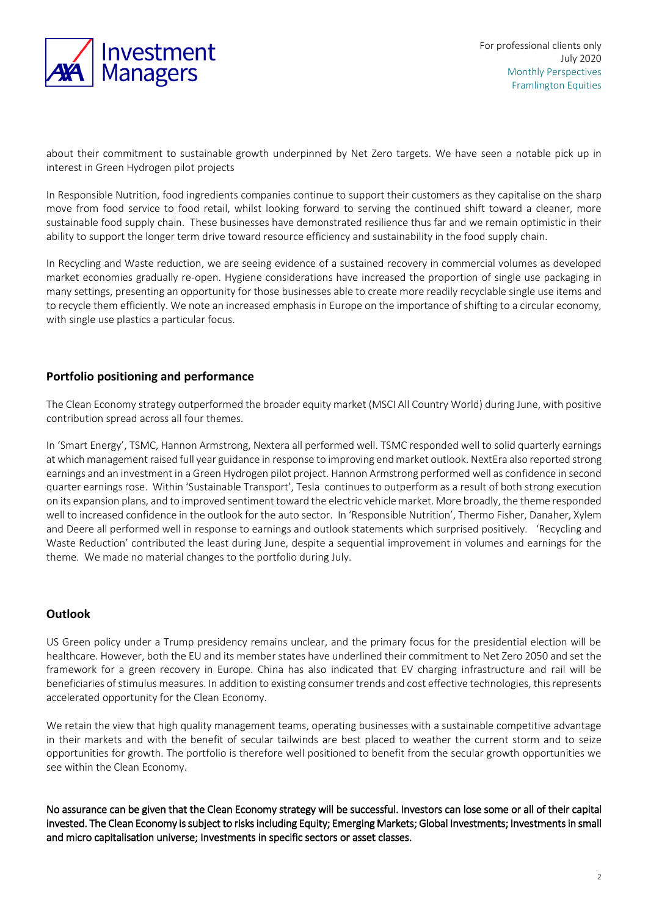about their commitment to sustainable growth underpinned by Net Zero targets. We have seen a notable pick up in interest in Green Hydrogen pilot projects

In Responsible Nutrition, food ingredients companies continue to support their customers as they capitalise on the sharp move from food service to food retail, whilst looking forward to serving the continued shift toward a cleaner, more sustainable food supply chain. These businesses have demonstrated resilience thus far and we remain optimistic in their ability to support the longer term drive toward resource efficiency and sustainability in the food supply chain.

In Recycling and Waste reduction, we are seeing evidence of a sustained recovery in commercial volumes as developed market economies gradually re-open. Hygiene considerations have increased the proportion of single use packaging in many settings, presenting an opportunity for those businesses able to create more readily recyclable single use items and to recycle them efficiently. We note an increased emphasis in Europe on the importance of shifting to a circular economy, with single use plastics a particular focus.

## Portfolio positioning and performance

The Clean Economy strategy outperformed the broader equity market (MSCI All Country World) during June, with positive contribution spread across all four themes.

In 'Smart Energy', TSMC, Hannon Armstrong, Nextera all performed well. TSMC responded well to solid quarterly earnings at which management raised full year guidance in response to improving end market outlook. NextEra also reported strong earnings and an investment in a Green Hydrogen pilot project. Hannon Armstrong performed well as confidence in second quarter earnings rose. Within 'Sustainable Transport', Tesla continues to outperform as a result of both strong execution on its expansion plans, and to improved sentiment toward the electric vehicle market. More broadly, the theme responded well to increased confidence in the outlook for the auto sector. In 'Responsible Nutrition', Thermo Fisher, Danaher, Xylem and Deere all performed well in response to earnings and outlook statements which surprised positively. 'Recycling and Waste Reduction' contributed the least during June, despite a sequential improvement in volumes and earnings for the theme. We made no material changes to the portfolio during July.

## Outlook

US Green policy under a Trump presidency remains unclear, and the primary focus for the presidential election will be healthcare. However, both the EU and its member states have underlined their commitment to Net Zero 2050 and set the framework for a green recovery in Europe. China has also indicated that EV charging infrastructure and rail will be beneficiaries of stimulus measures. In addition to existing consumer trends and cost effective technologies, this represents accelerated opportunity for the Clean Economy.

We retain the view that high quality management teams, operating businesses with a sustainable competitive advantage in their markets and with the benefit of secular tailwinds are best placed to weather the current storm and to seize opportunities for growth. The portfolio is therefore well positioned to benefit from the secular growth opportunities we see within the Clean Economy.

No assurance can be given that the Clean Economy strategy will be successful. Investors can lose some or all of their capital invested. The Clean Economy is subject to risks including Equity; Emerging Markets; Global Investments; Investments in small and micro capitalisation universe; Investments in specific sectors or asset classes.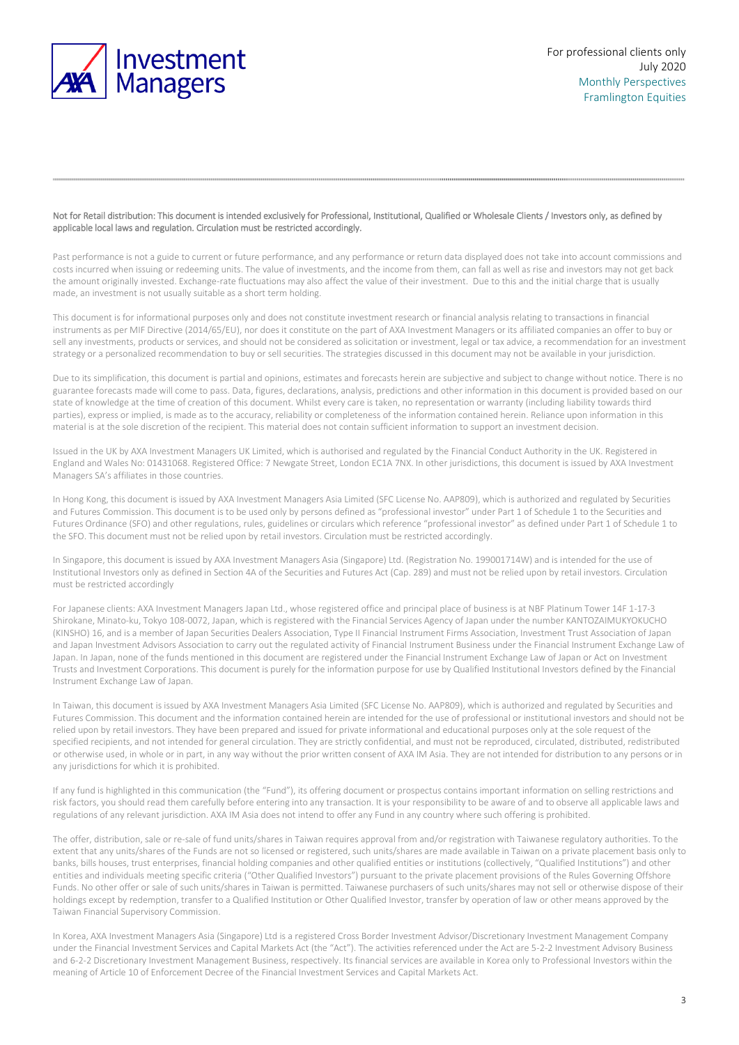For professional clients only
July 2020
Monthly Perspectives
Framlington Equities

**Not for Retail distribution: This document is intended exclusively for Professional, Institutional, Qualified or Wholesale Clients / Investors only, as defined by applicable local laws and regulation. Circulation must be restricted accordingly.**

Past performance is not a guide to current or future performance, and any performance or return data displayed does not take into account commissions and costs incurred when issuing or redeeming units. The value of investments, and the income from them, can fall as well as rise and investors may not get back the amount originally invested. Exchange-rate fluctuations may also affect the value of their investment. Due to this and the initial charge that is usually made, an investment is not usually suitable as a short term holding.

This document is for informational purposes only and does not constitute investment research or financial analysis relating to transactions in financial instruments as per MIF Directive (2014/65/EU), nor does it constitute on the part of AXA Investment Managers or its affiliated companies an offer to buy or sell any investments, products or services, and should not be considered as solicitation or investment, legal or tax advice, a recommendation for an investment strategy or a personalized recommendation to buy or sell securities. The strategies discussed in this document may not be available in your jurisdiction.

Due to its simplification, this document is partial and opinions, estimates and forecasts herein are subjective and subject to change without notice. There is no guarantee forecasts made will come to pass. Data, figures, declarations, analysis, predictions and other information in this document is provided based on our state of knowledge at the time of creation of this document. Whilst every care is taken, no representation or warranty (including liability towards third parties), express or implied, is made as to the accuracy, reliability or completeness of the information contained herein. Reliance upon information in this material is at the sole discretion of the recipient. This material does not contain sufficient information to support an investment decision.

Issued in the UK by AXA Investment Managers UK Limited, which is authorised and regulated by the Financial Conduct Authority in the UK. Registered in England and Wales No: 01431068. Registered Office: 7 Newgate Street, London EC1A 7NX. In other jurisdictions, this document is issued by AXA Investment Managers SA's affiliates in those countries.

In Hong Kong, this document is issued by AXA Investment Managers Asia Limited (SFC License No. AAP809), which is authorized and regulated by Securities and Futures Commission. This document is to be used only by persons defined as "professional investor" under Part 1 of Schedule 1 to the Securities and Futures Ordinance (SFO) and other regulations, rules, guidelines or circulars which reference "professional investor" as defined under Part 1 of Schedule 1 to the SFO. This document must not be relied upon by retail investors. Circulation must be restricted accordingly.

In Singapore, this document is issued by AXA Investment Managers Asia (Singapore) Ltd. (Registration No. 199001714W) and is intended for the use of Institutional Investors only as defined in Section 4A of the Securities and Futures Act (Cap. 289) and must not be relied upon by retail investors. Circulation must be restricted accordingly

For Japanese clients: AXA Investment Managers Japan Ltd., whose registered office and principal place of business is at NBF Platinum Tower 14F 1-17-3 Shirokane, Minato-ku, Tokyo 108-0072, Japan, which is registered with the Financial Services Agency of Japan under the number KANTOZAIMUKYOKUCHO (KINSHO) 16, and is a member of Japan Securities Dealers Association, Type II Financial Instrument Firms Association, Investment Trust Association of Japan and Japan Investment Advisors Association to carry out the regulated activity of Financial Instrument Business under the Financial Instrument Exchange Law of Japan. In Japan, none of the funds mentioned in this document are registered under the Financial Instrument Exchange Law of Japan or Act on Investment Trusts and Investment Corporations. This document is purely for the information purpose for use by Qualified Institutional Investors defined by the Financial Instrument Exchange Law of Japan.

In Taiwan, this document is issued by AXA Investment Managers Asia Limited (SFC License No. AAP809), which is authorized and regulated by Securities and Futures Commission. This document and the information contained herein are intended for the use of professional or institutional investors and should not be relied upon by retail investors. They have been prepared and issued for private informational and educational purposes only at the sole request of the specified recipients, and not intended for general circulation. They are strictly confidential, and must not be reproduced, circulated, distributed, redistributed or otherwise used, in whole or in part, in any way without the prior written consent of AXA IM Asia. They are not intended for distribution to any persons or in any jurisdictions for which it is prohibited.

If any fund is highlighted in this communication (the "Fund"), its offering document or prospectus contains important information on selling restrictions and risk factors, you should read them carefully before entering into any transaction. It is your responsibility to be aware of and to observe all applicable laws and regulations of any relevant jurisdiction. AXA IM Asia does not intend to offer any Fund in any country where such offering is prohibited.

The offer, distribution, sale or re-sale of fund units/shares in Taiwan requires approval from and/or registration with Taiwanese regulatory authorities. To the extent that any units/shares of the Funds are not so licensed or registered, such units/shares are made available in Taiwan on a private placement basis only to banks, bills houses, trust enterprises, financial holding companies and other qualified entities or institutions (collectively, "Qualified Institutions") and other entities and individuals meeting specific criteria ("Other Qualified Investors") pursuant to the private placement provisions of the Rules Governing Offshore Funds. No other offer or sale of such units/shares in Taiwan is permitted. Taiwanese purchasers of such units/shares may not sell or otherwise dispose of their holdings except by redemption, transfer to a Qualified Institution or Other Qualified Investor, transfer by operation of law or other means approved by the Taiwan Financial Supervisory Commission.

In Korea, AXA Investment Managers Asia (Singapore) Ltd is a registered Cross Border Investment Advisor/Discretionary Investment Management Company under the Financial Investment Services and Capital Markets Act (the "Act"). The activities referenced under the Act are 5-2-2 Investment Advisory Business and 6-2-2 Discretionary Investment Management Business, respectively. Its financial services are available in Korea only to Professional Investors within the meaning of Article 10 of Enforcement Decree of the Financial Investment Services and Capital Markets Act.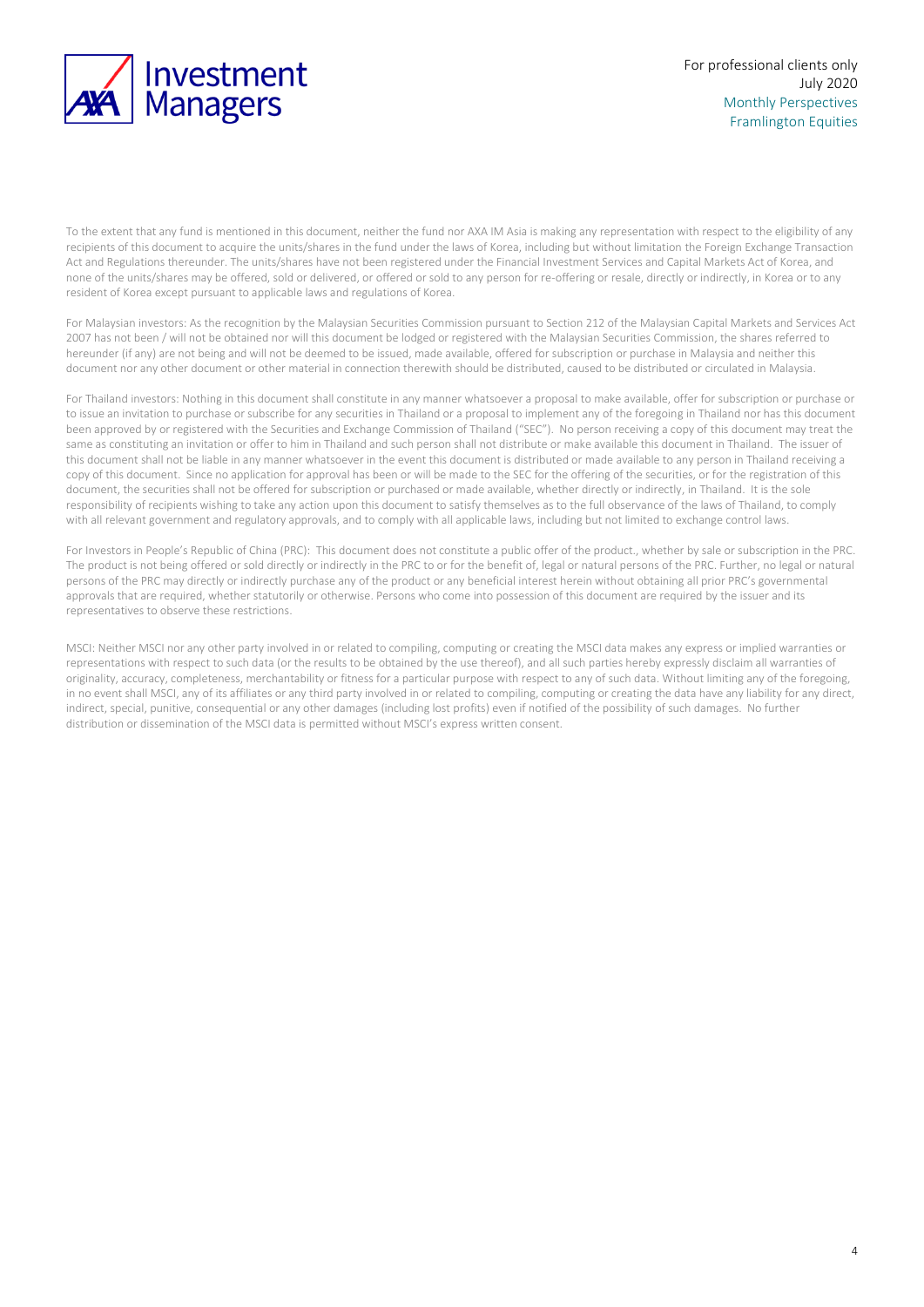To the extent that any fund is mentioned in this document, neither the fund nor AXA IM Asia is making any representation with respect to the eligibility of any recipients of this document to acquire the units/shares in the fund under the laws of Korea, including but without limitation the Foreign Exchange Transaction Act and Regulations thereunder. The units/shares have not been registered under the Financial Investment Services and Capital Markets Act of Korea, and none of the units/shares may be offered, sold or delivered, or offered or sold to any person for re-offering or resale, directly or indirectly, in Korea or to any resident of Korea except pursuant to applicable laws and regulations of Korea.

For Malaysian investors: As the recognition by the Malaysian Securities Commission pursuant to Section 212 of the Malaysian Capital Markets and Services Act 2007 has not been / will not be obtained nor will this document be lodged or registered with the Malaysian Securities Commission, the shares referred to hereunder (if any) are not being and will not be deemed to be issued, made available, offered for subscription or purchase in Malaysia and neither this document nor any other document or other material in connection therewith should be distributed, caused to be distributed or circulated in Malaysia.

For Thailand investors: Nothing in this document shall constitute in any manner whatsoever a proposal to make available, offer for subscription or purchase or to issue an invitation to purchase or subscribe for any securities in Thailand or a proposal to implement any of the foregoing in Thailand nor has this document been approved by or registered with the Securities and Exchange Commission of Thailand ("SEC"). No person receiving a copy of this document may treat the same as constituting an invitation or offer to him in Thailand and such person shall not distribute or make available this document in Thailand. The issuer of this document shall not be liable in any manner whatsoever in the event this document is distributed or made available to any person in Thailand receiving a copy of this document. Since no application for approval has been or will be made to the SEC for the offering of the securities, or for the registration of this document, the securities shall not be offered for subscription or purchased or made available, whether directly or indirectly, in Thailand. It is the sole responsibility of recipients wishing to take any action upon this document to satisfy themselves as to the full observance of the laws of Thailand, to comply with all relevant government and regulatory approvals, and to comply with all applicable laws, including but not limited to exchange control laws.

For Investors in People's Republic of China (PRC): This document does not constitute a public offer of the product., whether by sale or subscription in the PRC. The product is not being offered or sold directly or indirectly in the PRC to or for the benefit of, legal or natural persons of the PRC. Further, no legal or natural persons of the PRC may directly or indirectly purchase any of the product or any beneficial interest herein without obtaining all prior PRC's governmental approvals that are required, whether statutorily or otherwise. Persons who come into possession of this document are required by the issuer and its representatives to observe these restrictions.

MSCI: Neither MSCI nor any other party involved in or related to compiling, computing or creating the MSCI data makes any express or implied warranties or representations with respect to such data (or the results to be obtained by the use thereof), and all such parties hereby expressly disclaim all warranties of originality, accuracy, completeness, merchantability or fitness for a particular purpose with respect to any of such data. Without limiting any of the foregoing, in no event shall MSCI, any of its affiliates or any third party involved in or related to compiling, computing or creating the data have any liability for any direct, indirect, special, punitive, consequential or any other damages (including lost profits) even if notified of the possibility of such damages. No further distribution or dissemination of the MSCI data is permitted without MSCI's express written consent.